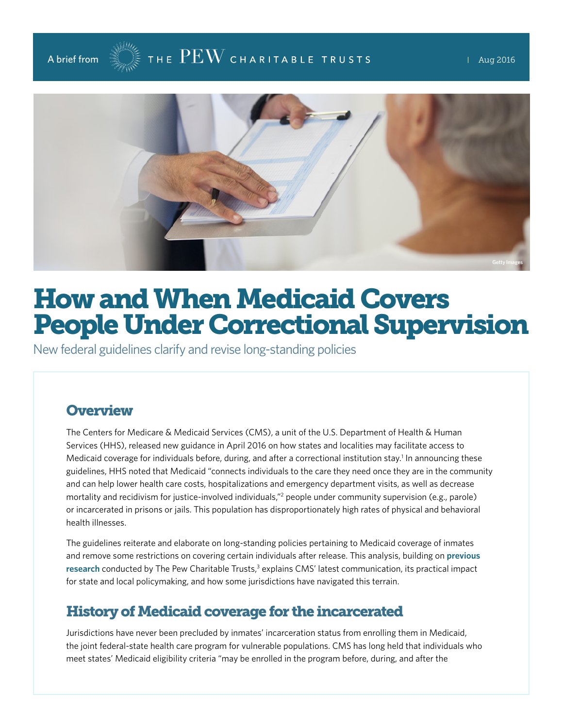A brief from THE PEW CHARITABLE TRUSTS | Aug 2016

# How and When Medicaid Covers People Under Correctional Supervision

New federal guidelines clarify and revise long-standing policies

## Overview

The Centers for Medicare & Medicaid Services (CMS), a unit of the U.S. Department of Health & Human Services (HHS), released new guidance in April 2016 on how states and localities may facilitate access to Medicaid coverage for individuals before, during, and after a correctional institution stay.[1] In announcing these guidelines, HHS noted that Medicaid "connects individuals to the care they need once they are in the community and can help lower health care costs, hospitalizations and emergency department visits, as well as decrease mortality and recidivism for justice-involved individuals,"[2] people under community supervision (e.g., parole) or incarcerated in prisons or jails. This population has disproportionately high rates of physical and behavioral health illnesses.

The guidelines reiterate and elaborate on long-standing policies pertaining to Medicaid coverage of inmates and remove some restrictions on covering certain individuals after release. This analysis, building on **previous research** conducted by The Pew Charitable Trusts,[3] explains CMS' latest communication, its practical impact for state and local policymaking, and how some jurisdictions have navigated this terrain.

## History of Medicaid coverage for the incarcerated

Jurisdictions have never been precluded by inmates' incarceration status from enrolling them in Medicaid, the joint federal-state health care program for vulnerable populations. CMS has long held that individuals who meet states' Medicaid eligibility criteria "may be enrolled in the program before, during, and after the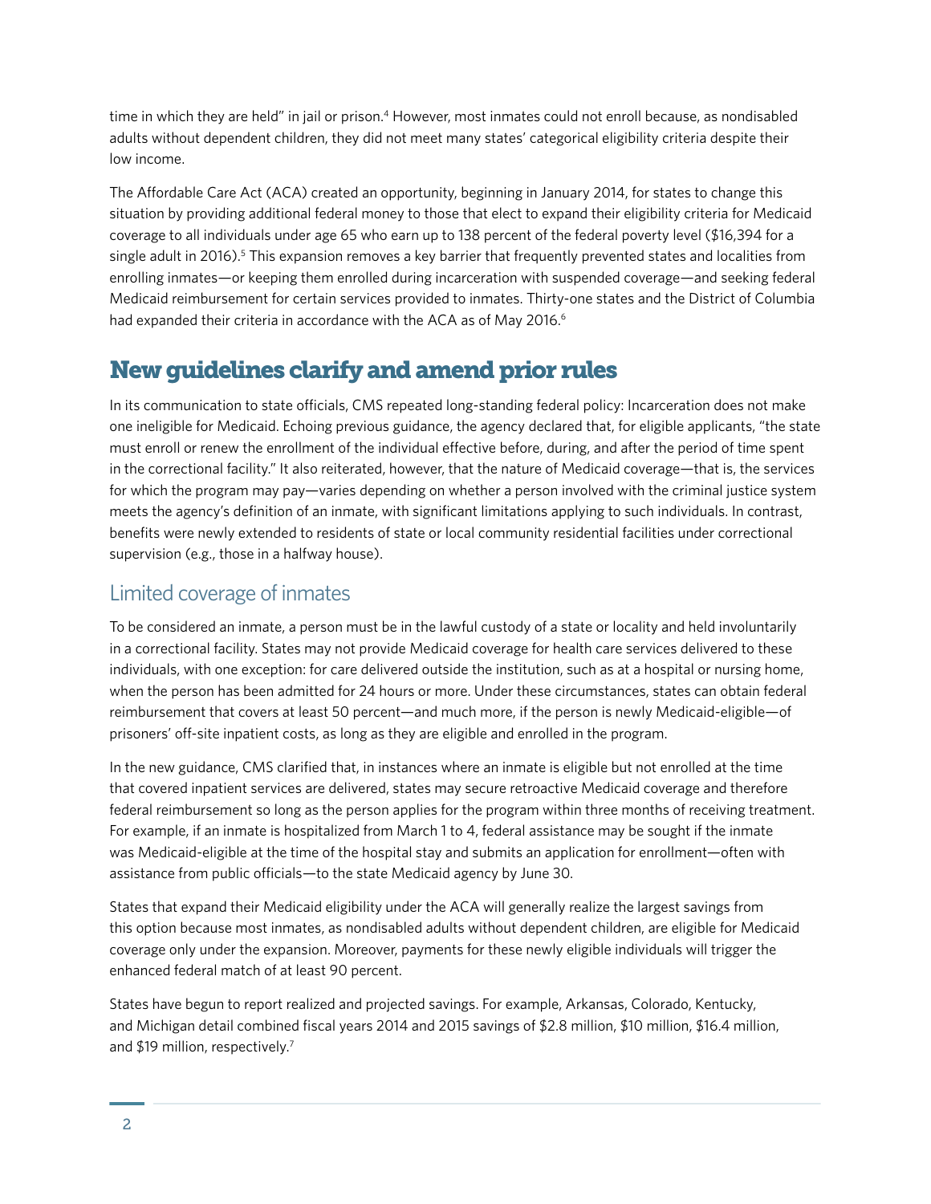time in which they are held" in jail or prison.[4] However, most inmates could not enroll because, as nondisabled adults without dependent children, they did not meet many states' categorical eligibility criteria despite their low income.

The Affordable Care Act (ACA) created an opportunity, beginning in January 2014, for states to change this situation by providing additional federal money to those that elect to expand their eligibility criteria for Medicaid coverage to all individuals under age 65 who earn up to 138 percent of the federal poverty level ($16,394 for a single adult in 2016).[5] This expansion removes a key barrier that frequently prevented states and localities from enrolling inmates—or keeping them enrolled during incarceration with suspended coverage—and seeking federal Medicaid reimbursement for certain services provided to inmates. Thirty-one states and the District of Columbia had expanded their criteria in accordance with the ACA as of May 2016.[6]

## New guidelines clarify and amend prior rules

In its communication to state officials, CMS repeated long-standing federal policy: Incarceration does not make one ineligible for Medicaid. Echoing previous guidance, the agency declared that, for eligible applicants, "the state must enroll or renew the enrollment of the individual effective before, during, and after the period of time spent in the correctional facility." It also reiterated, however, that the nature of Medicaid coverage—that is, the services for which the program may pay—varies depending on whether a person involved with the criminal justice system meets the agency's definition of an inmate, with significant limitations applying to such individuals. In contrast, benefits were newly extended to residents of state or local community residential facilities under correctional supervision (e.g., those in a halfway house).

### Limited coverage of inmates

To be considered an inmate, a person must be in the lawful custody of a state or locality and held involuntarily in a correctional facility. States may not provide Medicaid coverage for health care services delivered to these individuals, with one exception: for care delivered outside the institution, such as at a hospital or nursing home, when the person has been admitted for 24 hours or more. Under these circumstances, states can obtain federal reimbursement that covers at least 50 percent—and much more, if the person is newly Medicaid-eligible—of prisoners' off-site inpatient costs, as long as they are eligible and enrolled in the program.

In the new guidance, CMS clarified that, in instances where an inmate is eligible but not enrolled at the time that covered inpatient services are delivered, states may secure retroactive Medicaid coverage and therefore federal reimbursement so long as the person applies for the program within three months of receiving treatment. For example, if an inmate is hospitalized from March 1 to 4, federal assistance may be sought if the inmate was Medicaid-eligible at the time of the hospital stay and submits an application for enrollment—often with assistance from public officials—to the state Medicaid agency by June 30.

States that expand their Medicaid eligibility under the ACA will generally realize the largest savings from this option because most inmates, as nondisabled adults without dependent children, are eligible for Medicaid coverage only under the expansion. Moreover, payments for these newly eligible individuals will trigger the enhanced federal match of at least 90 percent.

States have begun to report realized and projected savings. For example, Arkansas, Colorado, Kentucky, and Michigan detail combined fiscal years 2014 and 2015 savings of $2.8 million, $10 million, $16.4 million, and $19 million, respectively.[7]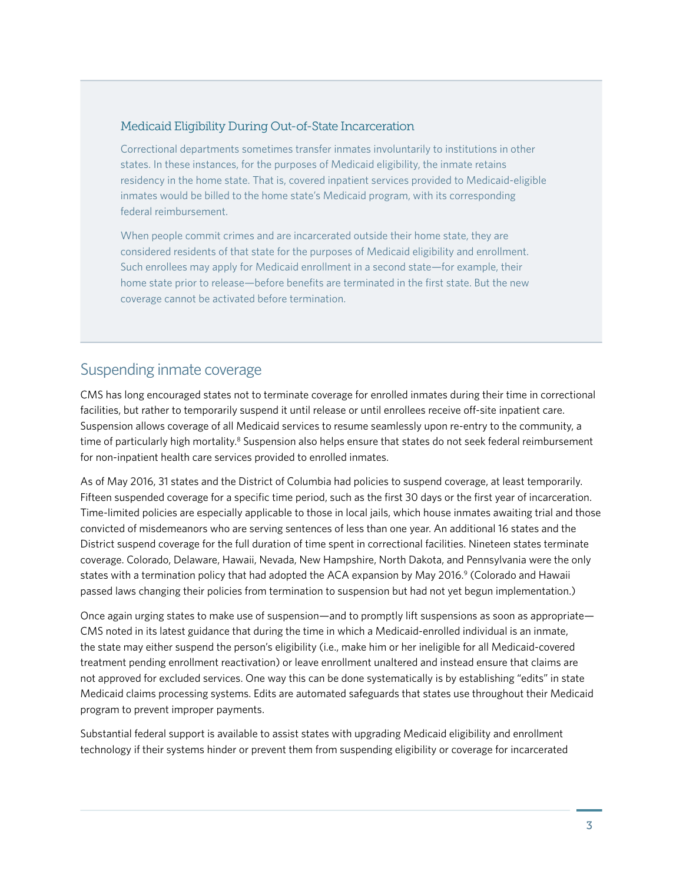### Medicaid Eligibility During Out-of-State Incarceration

Correctional departments sometimes transfer inmates involuntarily to institutions in other states. In these instances, for the purposes of Medicaid eligibility, the inmate retains residency in the home state. That is, covered inpatient services provided to Medicaid-eligible inmates would be billed to the home state's Medicaid program, with its corresponding federal reimbursement.

When people commit crimes and are incarcerated outside their home state, they are considered residents of that state for the purposes of Medicaid eligibility and enrollment. Such enrollees may apply for Medicaid enrollment in a second state—for example, their home state prior to release—before benefits are terminated in the first state. But the new coverage cannot be activated before termination.

## Suspending inmate coverage

CMS has long encouraged states not to terminate coverage for enrolled inmates during their time in correctional facilities, but rather to temporarily suspend it until release or until enrollees receive off-site inpatient care. Suspension allows coverage of all Medicaid services to resume seamlessly upon re-entry to the community, a time of particularly high mortality.[8] Suspension also helps ensure that states do not seek federal reimbursement for non-inpatient health care services provided to enrolled inmates.

As of May 2016, 31 states and the District of Columbia had policies to suspend coverage, at least temporarily. Fifteen suspended coverage for a specific time period, such as the first 30 days or the first year of incarceration. Time-limited policies are especially applicable to those in local jails, which house inmates awaiting trial and those convicted of misdemeanors who are serving sentences of less than one year. An additional 16 states and the District suspend coverage for the full duration of time spent in correctional facilities. Nineteen states terminate coverage. Colorado, Delaware, Hawaii, Nevada, New Hampshire, North Dakota, and Pennsylvania were the only states with a termination policy that had adopted the ACA expansion by May 2016.[9] (Colorado and Hawaii passed laws changing their policies from termination to suspension but had not yet begun implementation.)

Once again urging states to make use of suspension—and to promptly lift suspensions as soon as appropriate—CMS noted in its latest guidance that during the time in which a Medicaid-enrolled individual is an inmate, the state may either suspend the person's eligibility (i.e., make him or her ineligible for all Medicaid-covered treatment pending enrollment reactivation) or leave enrollment unaltered and instead ensure that claims are not approved for excluded services. One way this can be done systematically is by establishing "edits" in state Medicaid claims processing systems. Edits are automated safeguards that states use throughout their Medicaid program to prevent improper payments.

Substantial federal support is available to assist states with upgrading Medicaid eligibility and enrollment technology if their systems hinder or prevent them from suspending eligibility or coverage for incarcerated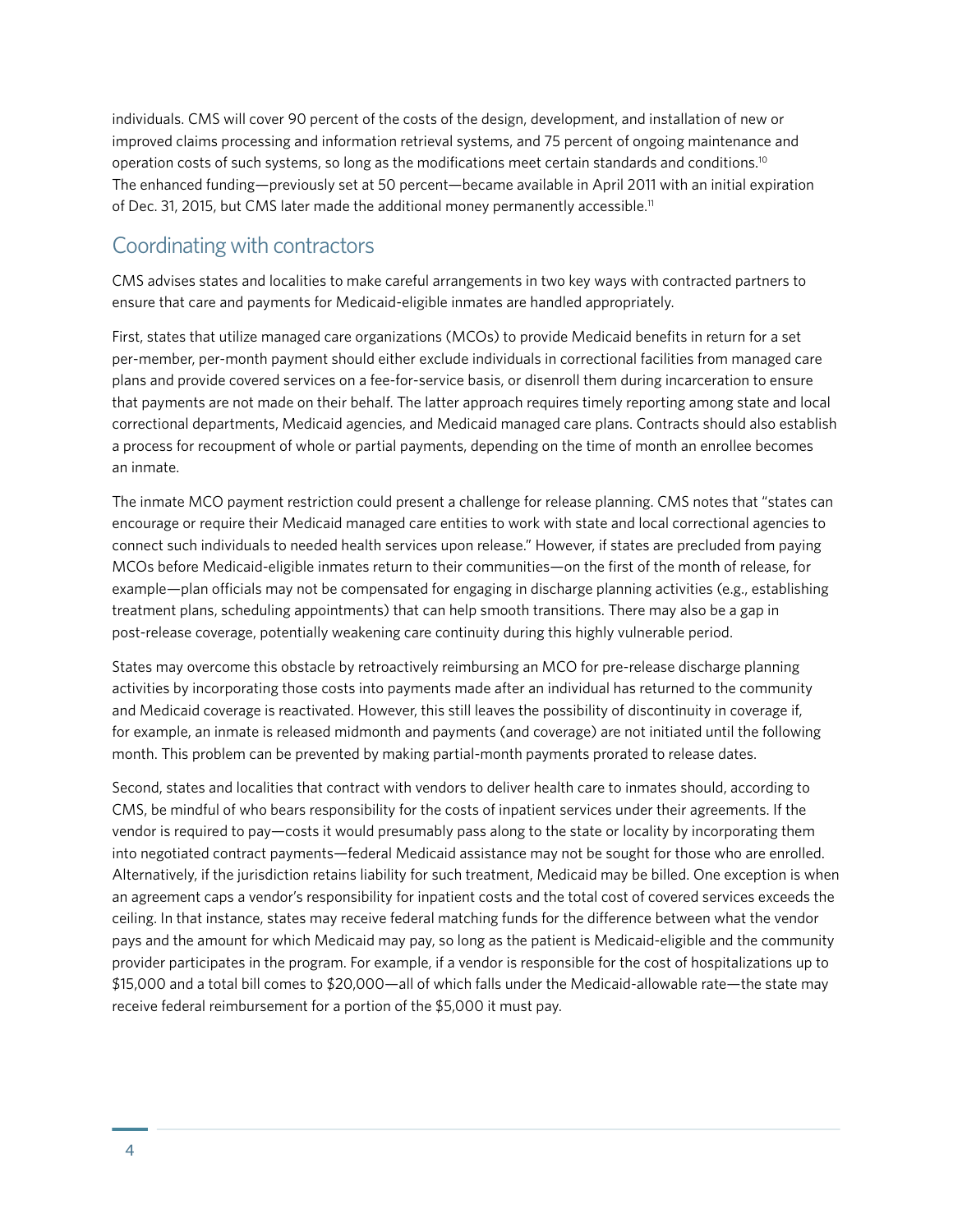individuals. CMS will cover 90 percent of the costs of the design, development, and installation of new or improved claims processing and information retrieval systems, and 75 percent of ongoing maintenance and operation costs of such systems, so long as the modifications meet certain standards and conditions.[10] The enhanced funding—previously set at 50 percent—became available in April 2011 with an initial expiration of Dec. 31, 2015, but CMS later made the additional money permanently accessible.[11]

## Coordinating with contractors

CMS advises states and localities to make careful arrangements in two key ways with contracted partners to ensure that care and payments for Medicaid-eligible inmates are handled appropriately.

First, states that utilize managed care organizations (MCOs) to provide Medicaid benefits in return for a set per-member, per-month payment should either exclude individuals in correctional facilities from managed care plans and provide covered services on a fee-for-service basis, or disenroll them during incarceration to ensure that payments are not made on their behalf. The latter approach requires timely reporting among state and local correctional departments, Medicaid agencies, and Medicaid managed care plans. Contracts should also establish a process for recoupment of whole or partial payments, depending on the time of month an enrollee becomes an inmate.

The inmate MCO payment restriction could present a challenge for release planning. CMS notes that "states can encourage or require their Medicaid managed care entities to work with state and local correctional agencies to connect such individuals to needed health services upon release." However, if states are precluded from paying MCOs before Medicaid-eligible inmates return to their communities—on the first of the month of release, for example—plan officials may not be compensated for engaging in discharge planning activities (e.g., establishing treatment plans, scheduling appointments) that can help smooth transitions. There may also be a gap in post-release coverage, potentially weakening care continuity during this highly vulnerable period.

States may overcome this obstacle by retroactively reimbursing an MCO for pre-release discharge planning activities by incorporating those costs into payments made after an individual has returned to the community and Medicaid coverage is reactivated. However, this still leaves the possibility of discontinuity in coverage if, for example, an inmate is released midmonth and payments (and coverage) are not initiated until the following month. This problem can be prevented by making partial-month payments prorated to release dates.

Second, states and localities that contract with vendors to deliver health care to inmates should, according to CMS, be mindful of who bears responsibility for the costs of inpatient services under their agreements. If the vendor is required to pay—costs it would presumably pass along to the state or locality by incorporating them into negotiated contract payments—federal Medicaid assistance may not be sought for those who are enrolled. Alternatively, if the jurisdiction retains liability for such treatment, Medicaid may be billed. One exception is when an agreement caps a vendor's responsibility for inpatient costs and the total cost of covered services exceeds the ceiling. In that instance, states may receive federal matching funds for the difference between what the vendor pays and the amount for which Medicaid may pay, so long as the patient is Medicaid-eligible and the community provider participates in the program. For example, if a vendor is responsible for the cost of hospitalizations up to $15,000 and a total bill comes to $20,000—all of which falls under the Medicaid-allowable rate—the state may receive federal reimbursement for a portion of the $5,000 it must pay.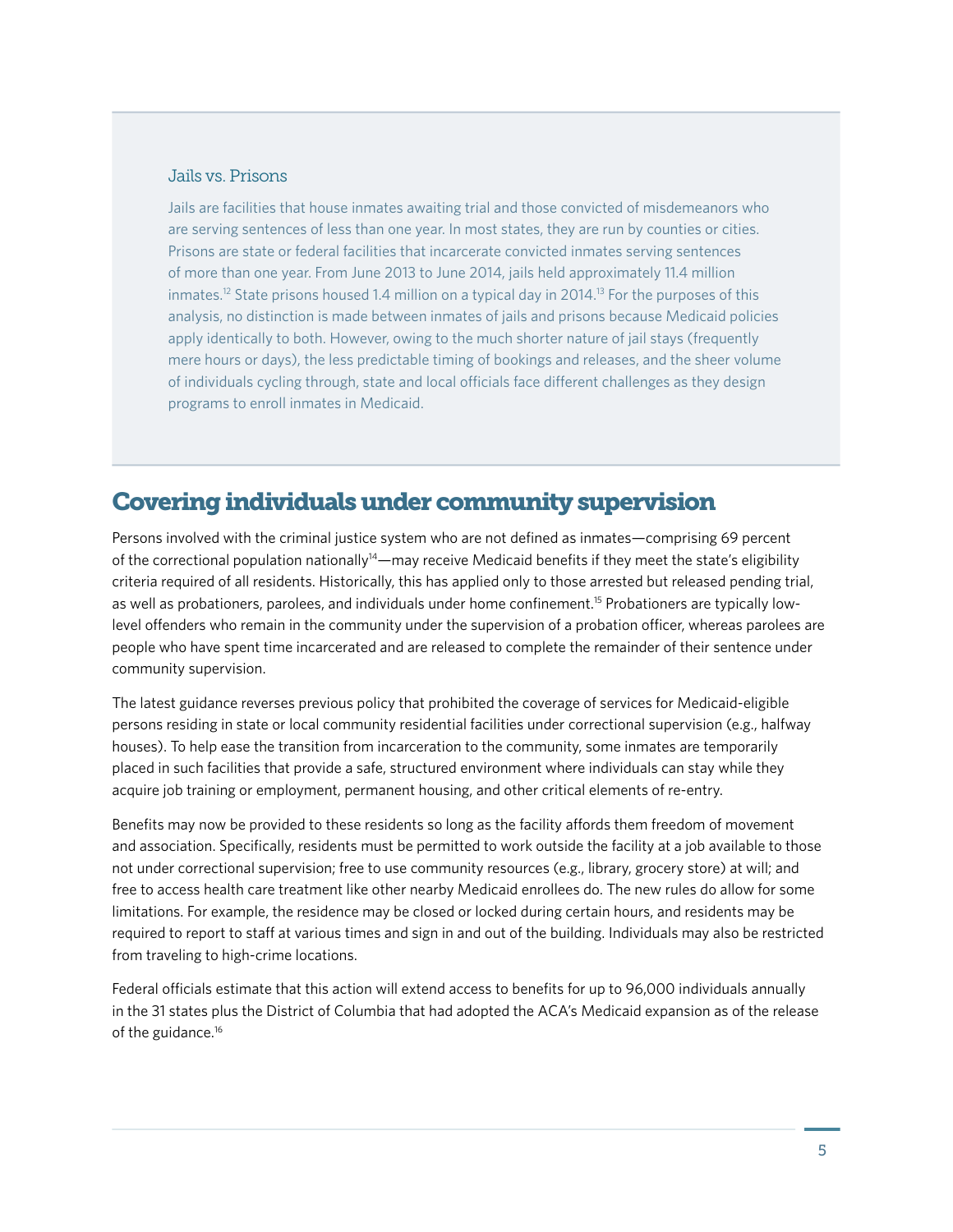### Jails vs. Prisons

Jails are facilities that house inmates awaiting trial and those convicted of misdemeanors who are serving sentences of less than one year. In most states, they are run by counties or cities. Prisons are state or federal facilities that incarcerate convicted inmates serving sentences of more than one year. From June 2013 to June 2014, jails held approximately 11.4 million inmates.[12] State prisons housed 1.4 million on a typical day in 2014.[13] For the purposes of this analysis, no distinction is made between inmates of jails and prisons because Medicaid policies apply identically to both. However, owing to the much shorter nature of jail stays (frequently mere hours or days), the less predictable timing of bookings and releases, and the sheer volume of individuals cycling through, state and local officials face different challenges as they design programs to enroll inmates in Medicaid.

## Covering individuals under community supervision

Persons involved with the criminal justice system who are not defined as inmates—comprising 69 percent of the correctional population nationally[14]—may receive Medicaid benefits if they meet the state's eligibility criteria required of all residents. Historically, this has applied only to those arrested but released pending trial, as well as probationers, parolees, and individuals under home confinement.[15] Probationers are typically low-level offenders who remain in the community under the supervision of a probation officer, whereas parolees are people who have spent time incarcerated and are released to complete the remainder of their sentence under community supervision.

The latest guidance reverses previous policy that prohibited the coverage of services for Medicaid-eligible persons residing in state or local community residential facilities under correctional supervision (e.g., halfway houses). To help ease the transition from incarceration to the community, some inmates are temporarily placed in such facilities that provide a safe, structured environment where individuals can stay while they acquire job training or employment, permanent housing, and other critical elements of re-entry.

Benefits may now be provided to these residents so long as the facility affords them freedom of movement and association. Specifically, residents must be permitted to work outside the facility at a job available to those not under correctional supervision; free to use community resources (e.g., library, grocery store) at will; and free to access health care treatment like other nearby Medicaid enrollees do. The new rules do allow for some limitations. For example, the residence may be closed or locked during certain hours, and residents may be required to report to staff at various times and sign in and out of the building. Individuals may also be restricted from traveling to high-crime locations.

Federal officials estimate that this action will extend access to benefits for up to 96,000 individuals annually in the 31 states plus the District of Columbia that had adopted the ACA's Medicaid expansion as of the release of the guidance.[16]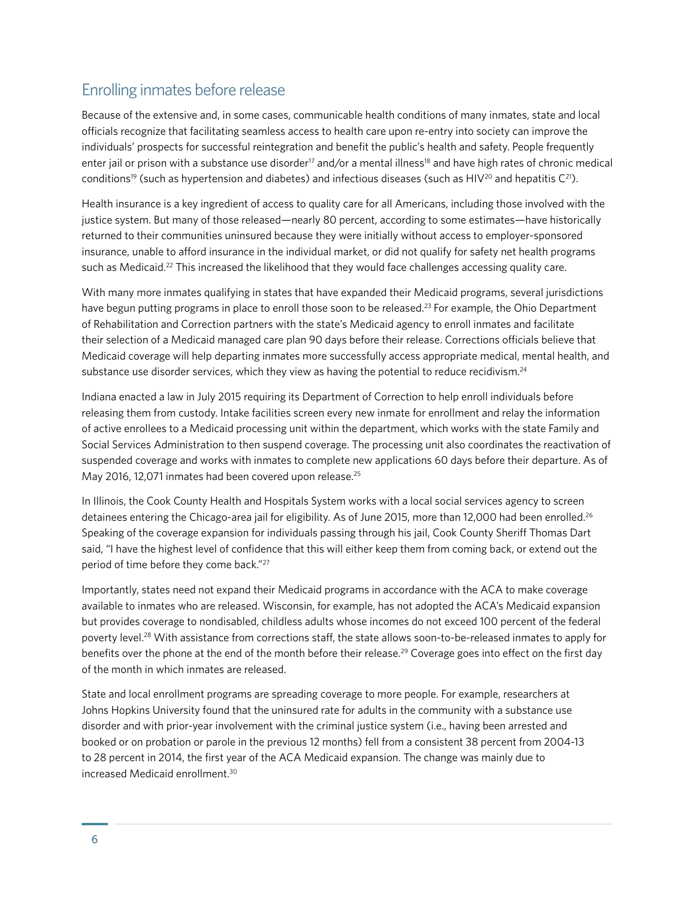## Enrolling inmates before release

Because of the extensive and, in some cases, communicable health conditions of many inmates, state and local officials recognize that facilitating seamless access to health care upon re-entry into society can improve the individuals' prospects for successful reintegration and benefit the public's health and safety. People frequently enter jail or prison with a substance use disorder[17] and/or a mental illness[18] and have high rates of chronic medical conditions[19] (such as hypertension and diabetes) and infectious diseases (such as HIV[20] and hepatitis C[21]).

Health insurance is a key ingredient of access to quality care for all Americans, including those involved with the justice system. But many of those released—nearly 80 percent, according to some estimates—have historically returned to their communities uninsured because they were initially without access to employer-sponsored insurance, unable to afford insurance in the individual market, or did not qualify for safety net health programs such as Medicaid.[22] This increased the likelihood that they would face challenges accessing quality care.

With many more inmates qualifying in states that have expanded their Medicaid programs, several jurisdictions have begun putting programs in place to enroll those soon to be released.[23] For example, the Ohio Department of Rehabilitation and Correction partners with the state's Medicaid agency to enroll inmates and facilitate their selection of a Medicaid managed care plan 90 days before their release. Corrections officials believe that Medicaid coverage will help departing inmates more successfully access appropriate medical, mental health, and substance use disorder services, which they view as having the potential to reduce recidivism.[24]

Indiana enacted a law in July 2015 requiring its Department of Correction to help enroll individuals before releasing them from custody. Intake facilities screen every new inmate for enrollment and relay the information of active enrollees to a Medicaid processing unit within the department, which works with the state Family and Social Services Administration to then suspend coverage. The processing unit also coordinates the reactivation of suspended coverage and works with inmates to complete new applications 60 days before their departure. As of May 2016, 12,071 inmates had been covered upon release.[25]

In Illinois, the Cook County Health and Hospitals System works with a local social services agency to screen detainees entering the Chicago-area jail for eligibility. As of June 2015, more than 12,000 had been enrolled.[26] Speaking of the coverage expansion for individuals passing through his jail, Cook County Sheriff Thomas Dart said, "I have the highest level of confidence that this will either keep them from coming back, or extend out the period of time before they come back."[27]

Importantly, states need not expand their Medicaid programs in accordance with the ACA to make coverage available to inmates who are released. Wisconsin, for example, has not adopted the ACA's Medicaid expansion but provides coverage to nondisabled, childless adults whose incomes do not exceed 100 percent of the federal poverty level.[28] With assistance from corrections staff, the state allows soon-to-be-released inmates to apply for benefits over the phone at the end of the month before their release.[29] Coverage goes into effect on the first day of the month in which inmates are released.

State and local enrollment programs are spreading coverage to more people. For example, researchers at Johns Hopkins University found that the uninsured rate for adults in the community with a substance use disorder and with prior-year involvement with the criminal justice system (i.e., having been arrested and booked or on probation or parole in the previous 12 months) fell from a consistent 38 percent from 2004-13 to 28 percent in 2014, the first year of the ACA Medicaid expansion. The change was mainly due to increased Medicaid enrollment.[30]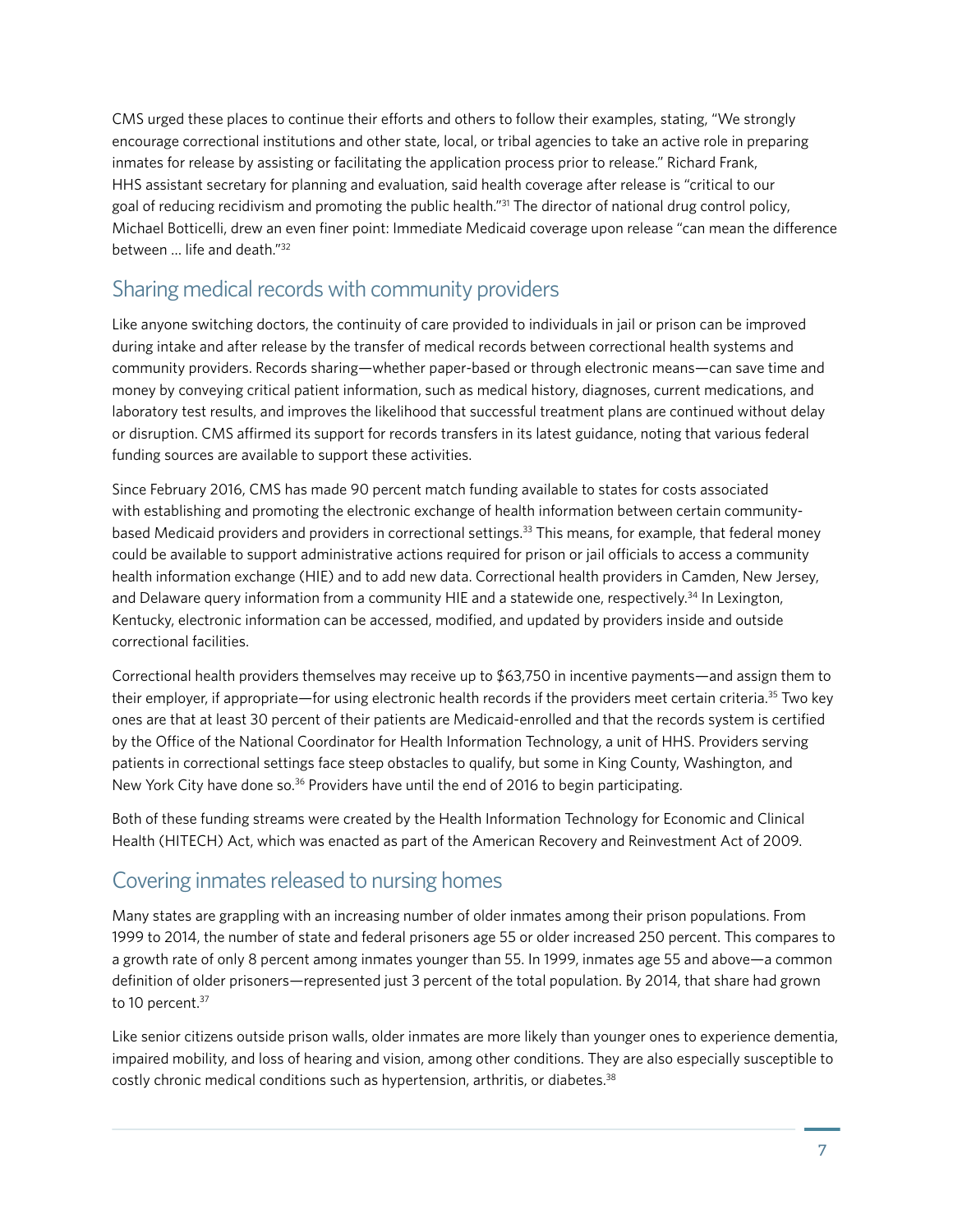CMS urged these places to continue their efforts and others to follow their examples, stating, "We strongly encourage correctional institutions and other state, local, or tribal agencies to take an active role in preparing inmates for release by assisting or facilitating the application process prior to release." Richard Frank, HHS assistant secretary for planning and evaluation, said health coverage after release is "critical to our goal of reducing recidivism and promoting the public health."[31] The director of national drug control policy, Michael Botticelli, drew an even finer point: Immediate Medicaid coverage upon release "can mean the difference between … life and death."[32]

## Sharing medical records with community providers

Like anyone switching doctors, the continuity of care provided to individuals in jail or prison can be improved during intake and after release by the transfer of medical records between correctional health systems and community providers. Records sharing—whether paper-based or through electronic means—can save time and money by conveying critical patient information, such as medical history, diagnoses, current medications, and laboratory test results, and improves the likelihood that successful treatment plans are continued without delay or disruption. CMS affirmed its support for records transfers in its latest guidance, noting that various federal funding sources are available to support these activities.

Since February 2016, CMS has made 90 percent match funding available to states for costs associated with establishing and promoting the electronic exchange of health information between certain community-based Medicaid providers and providers in correctional settings.[33] This means, for example, that federal money could be available to support administrative actions required for prison or jail officials to access a community health information exchange (HIE) and to add new data. Correctional health providers in Camden, New Jersey, and Delaware query information from a community HIE and a statewide one, respectively.[34] In Lexington, Kentucky, electronic information can be accessed, modified, and updated by providers inside and outside correctional facilities.

Correctional health providers themselves may receive up to $63,750 in incentive payments—and assign them to their employer, if appropriate—for using electronic health records if the providers meet certain criteria.[35] Two key ones are that at least 30 percent of their patients are Medicaid-enrolled and that the records system is certified by the Office of the National Coordinator for Health Information Technology, a unit of HHS. Providers serving patients in correctional settings face steep obstacles to qualify, but some in King County, Washington, and New York City have done so.[36] Providers have until the end of 2016 to begin participating.

Both of these funding streams were created by the Health Information Technology for Economic and Clinical Health (HITECH) Act, which was enacted as part of the American Recovery and Reinvestment Act of 2009.

## Covering inmates released to nursing homes

Many states are grappling with an increasing number of older inmates among their prison populations. From 1999 to 2014, the number of state and federal prisoners age 55 or older increased 250 percent. This compares to a growth rate of only 8 percent among inmates younger than 55. In 1999, inmates age 55 and above—a common definition of older prisoners—represented just 3 percent of the total population. By 2014, that share had grown to 10 percent.[37]

Like senior citizens outside prison walls, older inmates are more likely than younger ones to experience dementia, impaired mobility, and loss of hearing and vision, among other conditions. They are also especially susceptible to costly chronic medical conditions such as hypertension, arthritis, or diabetes.[38]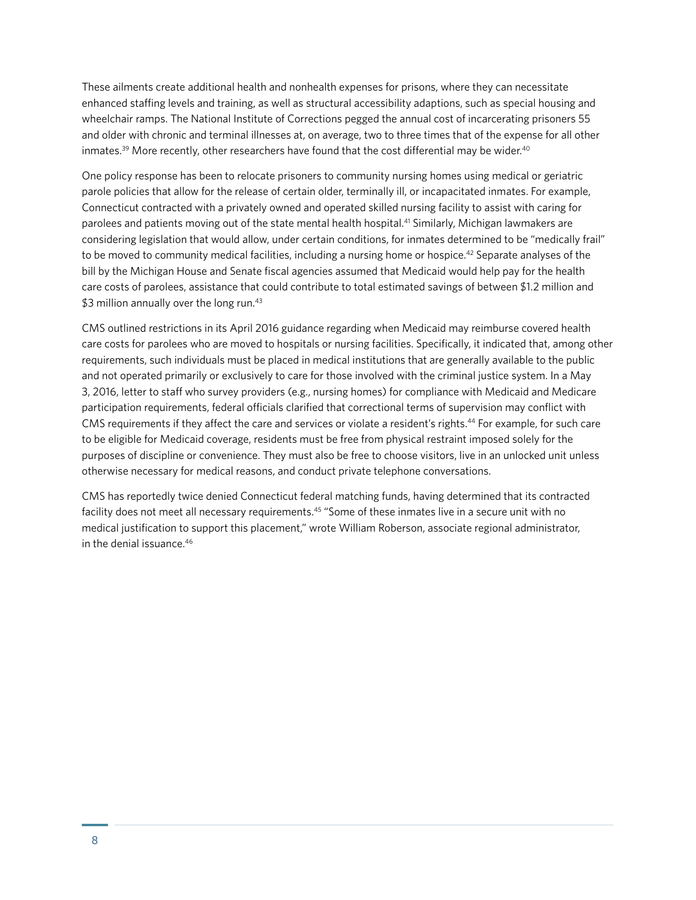These ailments create additional health and nonhealth expenses for prisons, where they can necessitate enhanced staffing levels and training, as well as structural accessibility adaptions, such as special housing and wheelchair ramps. The National Institute of Corrections pegged the annual cost of incarcerating prisoners 55 and older with chronic and terminal illnesses at, on average, two to three times that of the expense for all other inmates.[39] More recently, other researchers have found that the cost differential may be wider.[40]

One policy response has been to relocate prisoners to community nursing homes using medical or geriatric parole policies that allow for the release of certain older, terminally ill, or incapacitated inmates. For example, Connecticut contracted with a privately owned and operated skilled nursing facility to assist with caring for parolees and patients moving out of the state mental health hospital.[41] Similarly, Michigan lawmakers are considering legislation that would allow, under certain conditions, for inmates determined to be "medically frail" to be moved to community medical facilities, including a nursing home or hospice.[42] Separate analyses of the bill by the Michigan House and Senate fiscal agencies assumed that Medicaid would help pay for the health care costs of parolees, assistance that could contribute to total estimated savings of between $1.2 million and $3 million annually over the long run.[43]

CMS outlined restrictions in its April 2016 guidance regarding when Medicaid may reimburse covered health care costs for parolees who are moved to hospitals or nursing facilities. Specifically, it indicated that, among other requirements, such individuals must be placed in medical institutions that are generally available to the public and not operated primarily or exclusively to care for those involved with the criminal justice system. In a May 3, 2016, letter to staff who survey providers (e.g., nursing homes) for compliance with Medicaid and Medicare participation requirements, federal officials clarified that correctional terms of supervision may conflict with CMS requirements if they affect the care and services or violate a resident's rights.[44] For example, for such care to be eligible for Medicaid coverage, residents must be free from physical restraint imposed solely for the purposes of discipline or convenience. They must also be free to choose visitors, live in an unlocked unit unless otherwise necessary for medical reasons, and conduct private telephone conversations.

CMS has reportedly twice denied Connecticut federal matching funds, having determined that its contracted facility does not meet all necessary requirements.[45] "Some of these inmates live in a secure unit with no medical justification to support this placement," wrote William Roberson, associate regional administrator, in the denial issuance.[46]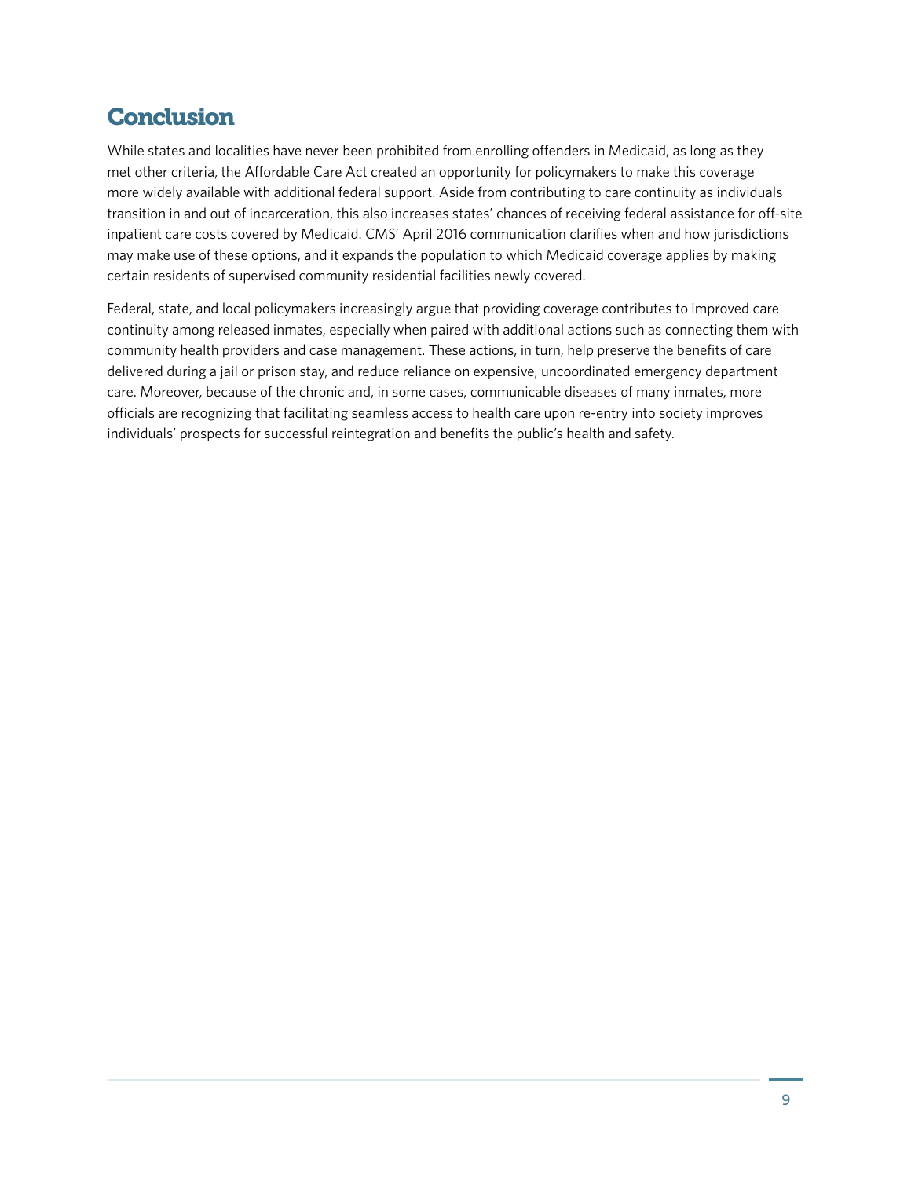## Conclusion

While states and localities have never been prohibited from enrolling offenders in Medicaid, as long as they met other criteria, the Affordable Care Act created an opportunity for policymakers to make this coverage more widely available with additional federal support. Aside from contributing to care continuity as individuals transition in and out of incarceration, this also increases states' chances of receiving federal assistance for off-site inpatient care costs covered by Medicaid. CMS' April 2016 communication clarifies when and how jurisdictions may make use of these options, and it expands the population to which Medicaid coverage applies by making certain residents of supervised community residential facilities newly covered.

Federal, state, and local policymakers increasingly argue that providing coverage contributes to improved care continuity among released inmates, especially when paired with additional actions such as connecting them with community health providers and case management. These actions, in turn, help preserve the benefits of care delivered during a jail or prison stay, and reduce reliance on expensive, uncoordinated emergency department care. Moreover, because of the chronic and, in some cases, communicable diseases of many inmates, more officials are recognizing that facilitating seamless access to health care upon re-entry into society improves individuals' prospects for successful reintegration and benefits the public's health and safety.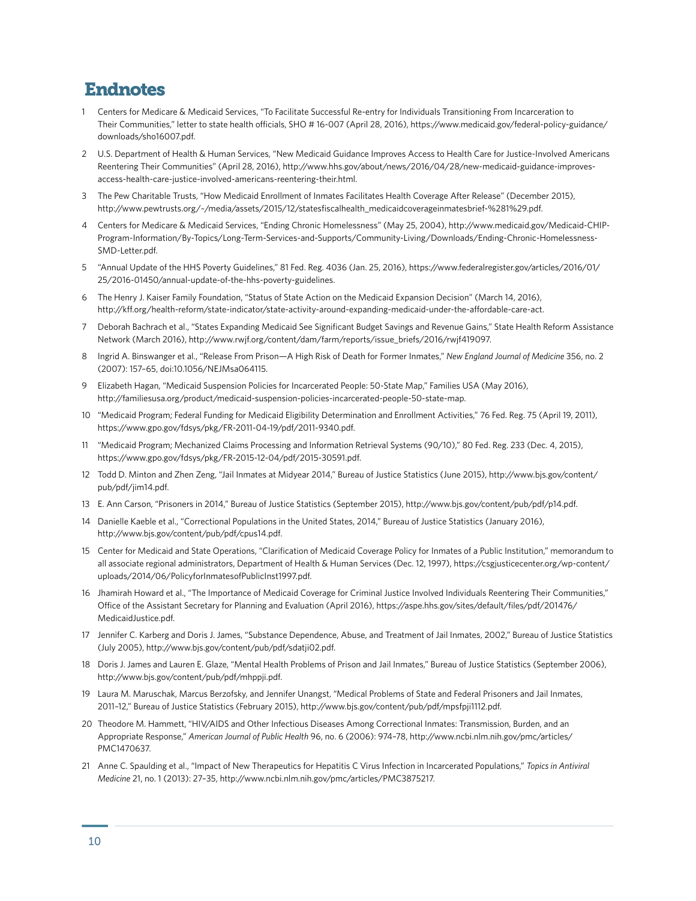# Endnotes

1. Centers for Medicare & Medicaid Services, "To Facilitate Successful Re-entry for Individuals Transitioning From Incarceration to Their Communities," letter to state health officials, SHO # 16-007 (April 28, 2016), https://www.medicaid.gov/federal-policy-guidance/downloads/sho16007.pdf.
2. U.S. Department of Health & Human Services, "New Medicaid Guidance Improves Access to Health Care for Justice-Involved Americans Reentering Their Communities" (April 28, 2016), http://www.hhs.gov/about/news/2016/04/28/new-medicaid-guidance-improves-access-health-care-justice-involved-americans-reentering-their.html.
3. The Pew Charitable Trusts, "How Medicaid Enrollment of Inmates Facilitates Health Coverage After Release" (December 2015), http://www.pewtrusts.org/~/media/assets/2015/12/statesfiscalhealth_medicaidcoverageinmatesbrief-%281%29.pdf.
4. Centers for Medicare & Medicaid Services, "Ending Chronic Homelessness" (May 25, 2004), http://www.medicaid.gov/Medicaid-CHIP-Program-Information/By-Topics/Long-Term-Services-and-Supports/Community-Living/Downloads/Ending-Chronic-Homelessness-SMD-Letter.pdf.
5. "Annual Update of the HHS Poverty Guidelines," 81 Fed. Reg. 4036 (Jan. 25, 2016), https://www.federalregister.gov/articles/2016/01/25/2016-01450/annual-update-of-the-hhs-poverty-guidelines.
6. The Henry J. Kaiser Family Foundation, "Status of State Action on the Medicaid Expansion Decision" (March 14, 2016), http://kff.org/health-reform/state-indicator/state-activity-around-expanding-medicaid-under-the-affordable-care-act.
7. Deborah Bachrach et al., "States Expanding Medicaid See Significant Budget Savings and Revenue Gains," State Health Reform Assistance Network (March 2016), http://www.rwjf.org/content/dam/farm/reports/issue_briefs/2016/rwjf419097.
8. Ingrid A. Binswanger et al., "Release From Prison—A High Risk of Death for Former Inmates," *New England Journal of Medicine* 356, no. 2 (2007): 157–65, doi:10.1056/NEJMsa064115.
9. Elizabeth Hagan, "Medicaid Suspension Policies for Incarcerated People: 50-State Map," Families USA (May 2016), http://familiesusa.org/product/medicaid-suspension-policies-incarcerated-people-50-state-map.
10. "Medicaid Program; Federal Funding for Medicaid Eligibility Determination and Enrollment Activities," 76 Fed. Reg. 75 (April 19, 2011), https://www.gpo.gov/fdsys/pkg/FR-2011-04-19/pdf/2011-9340.pdf.
11. "Medicaid Program; Mechanized Claims Processing and Information Retrieval Systems (90/10)," 80 Fed. Reg. 233 (Dec. 4, 2015), https://www.gpo.gov/fdsys/pkg/FR-2015-12-04/pdf/2015-30591.pdf.
12. Todd D. Minton and Zhen Zeng, "Jail Inmates at Midyear 2014," Bureau of Justice Statistics (June 2015), http://www.bjs.gov/content/pub/pdf/jim14.pdf.
13. E. Ann Carson, "Prisoners in 2014," Bureau of Justice Statistics (September 2015), http://www.bjs.gov/content/pub/pdf/p14.pdf.
14. Danielle Kaeble et al., "Correctional Populations in the United States, 2014," Bureau of Justice Statistics (January 2016), http://www.bjs.gov/content/pub/pdf/cpus14.pdf.
15. Center for Medicaid and State Operations, "Clarification of Medicaid Coverage Policy for Inmates of a Public Institution," memorandum to all associate regional administrators, Department of Health & Human Services (Dec. 12, 1997), https://csgjusticecenter.org/wp-content/uploads/2014/06/PolicyforInmatesofPublicInst1997.pdf.
16. Jhamirah Howard et al., "The Importance of Medicaid Coverage for Criminal Justice Involved Individuals Reentering Their Communities," Office of the Assistant Secretary for Planning and Evaluation (April 2016), https://aspe.hhs.gov/sites/default/files/pdf/201476/MedicaidJustice.pdf.
17. Jennifer C. Karberg and Doris J. James, "Substance Dependence, Abuse, and Treatment of Jail Inmates, 2002," Bureau of Justice Statistics (July 2005), http://www.bjs.gov/content/pub/pdf/sdatji02.pdf.
18. Doris J. James and Lauren E. Glaze, "Mental Health Problems of Prison and Jail Inmates," Bureau of Justice Statistics (September 2006), http://www.bjs.gov/content/pub/pdf/mhppji.pdf.
19. Laura M. Maruschak, Marcus Berzofsky, and Jennifer Unangst, "Medical Problems of State and Federal Prisoners and Jail Inmates, 2011–12," Bureau of Justice Statistics (February 2015), http://www.bjs.gov/content/pub/pdf/mpsfpji1112.pdf.
20. Theodore M. Hammett, "HIV/AIDS and Other Infectious Diseases Among Correctional Inmates: Transmission, Burden, and an Appropriate Response," *American Journal of Public Health* 96, no. 6 (2006): 974–78, http://www.ncbi.nlm.nih.gov/pmc/articles/PMC1470637.
21. Anne C. Spaulding et al., "Impact of New Therapeutics for Hepatitis C Virus Infection in Incarcerated Populations," *Topics in Antiviral Medicine* 21, no. 1 (2013): 27–35, http://www.ncbi.nlm.nih.gov/pmc/articles/PMC3875217.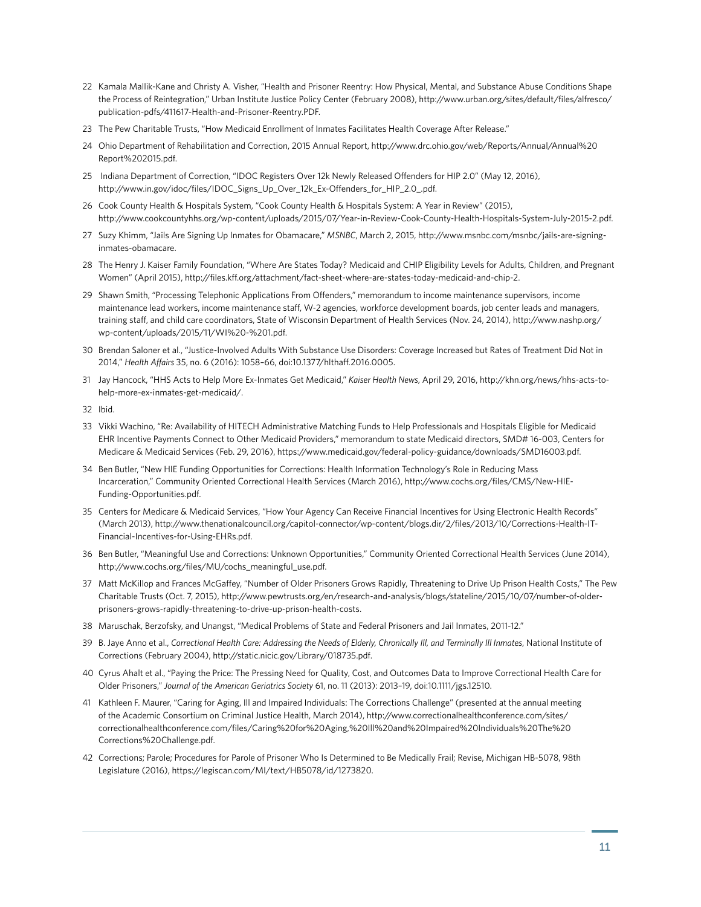22 Kamala Mallik-Kane and Christy A. Visher, "Health and Prisoner Reentry: How Physical, Mental, and Substance Abuse Conditions Shape the Process of Reintegration," Urban Institute Justice Policy Center (February 2008), http://www.urban.org/sites/default/files/alfresco/publication-pdfs/411617-Health-and-Prisoner-Reentry.PDF.

23 The Pew Charitable Trusts, "How Medicaid Enrollment of Inmates Facilitates Health Coverage After Release."

24 Ohio Department of Rehabilitation and Correction, 2015 Annual Report, http://www.drc.ohio.gov/web/Reports/Annual/Annual%20Report%202015.pdf.

25 Indiana Department of Correction, "IDOC Registers Over 12k Newly Released Offenders for HIP 2.0" (May 12, 2016), http://www.in.gov/idoc/files/IDOC_Signs_Up_Over_12k_Ex-Offenders_for_HIP_2.0_.pdf.

26 Cook County Health & Hospitals System, "Cook County Health & Hospitals System: A Year in Review" (2015), http://www.cookcountyhhs.org/wp-content/uploads/2015/07/Year-in-Review-Cook-County-Health-Hospitals-System-July-2015-2.pdf.

27 Suzy Khimm, "Jails Are Signing Up Inmates for Obamacare," *MSNBC*, March 2, 2015, http://www.msnbc.com/msnbc/jails-are-signing-inmates-obamacare.

28 The Henry J. Kaiser Family Foundation, "Where Are States Today? Medicaid and CHIP Eligibility Levels for Adults, Children, and Pregnant Women" (April 2015), http://files.kff.org/attachment/fact-sheet-where-are-states-today-medicaid-and-chip-2.

29 Shawn Smith, "Processing Telephonic Applications From Offenders," memorandum to income maintenance supervisors, income maintenance lead workers, income maintenance staff, W-2 agencies, workforce development boards, job center leads and managers, training staff, and child care coordinators, State of Wisconsin Department of Health Services (Nov. 24, 2014), http://www.nashp.org/wp-content/uploads/2015/11/WI%20-%201.pdf.

30 Brendan Saloner et al., "Justice-Involved Adults With Substance Use Disorders: Coverage Increased but Rates of Treatment Did Not in 2014," *Health Affairs* 35, no. 6 (2016): 1058–66, doi:10.1377/hlthaff.2016.0005.

31 Jay Hancock, "HHS Acts to Help More Ex-Inmates Get Medicaid," *Kaiser Health News*, April 29, 2016, http://khn.org/news/hhs-acts-to-help-more-ex-inmates-get-medicaid/.

32 Ibid.

33 Vikki Wachino, "Re: Availability of HITECH Administrative Matching Funds to Help Professionals and Hospitals Eligible for Medicaid EHR Incentive Payments Connect to Other Medicaid Providers," memorandum to state Medicaid directors, SMD# 16-003, Centers for Medicare & Medicaid Services (Feb. 29, 2016), https://www.medicaid.gov/federal-policy-guidance/downloads/SMD16003.pdf.

34 Ben Butler, "New HIE Funding Opportunities for Corrections: Health Information Technology's Role in Reducing Mass Incarceration," Community Oriented Correctional Health Services (March 2016), http://www.cochs.org/files/CMS/New-HIE-Funding-Opportunities.pdf.

35 Centers for Medicare & Medicaid Services, "How Your Agency Can Receive Financial Incentives for Using Electronic Health Records" (March 2013), http://www.thenationalcouncil.org/capitol-connector/wp-content/blogs.dir/2/files/2013/10/Corrections-Health-IT-Financial-Incentives-for-Using-EHRs.pdf.

36 Ben Butler, "Meaningful Use and Corrections: Unknown Opportunities," Community Oriented Correctional Health Services (June 2014), http://www.cochs.org/files/MU/cochs_meaningful_use.pdf.

37 Matt McKillop and Frances McGaffey, "Number of Older Prisoners Grows Rapidly, Threatening to Drive Up Prison Health Costs," The Pew Charitable Trusts (Oct. 7, 2015), http://www.pewtrusts.org/en/research-and-analysis/blogs/stateline/2015/10/07/number-of-older-prisoners-grows-rapidly-threatening-to-drive-up-prison-health-costs.

38 Maruschak, Berzofsky, and Unangst, "Medical Problems of State and Federal Prisoners and Jail Inmates, 2011-12."

39 B. Jaye Anno et al., *Correctional Health Care: Addressing the Needs of Elderly, Chronically Ill, and Terminally Ill Inmates*, National Institute of Corrections (February 2004), http://static.nicic.gov/Library/018735.pdf.

40 Cyrus Ahalt et al., "Paying the Price: The Pressing Need for Quality, Cost, and Outcomes Data to Improve Correctional Health Care for Older Prisoners," *Journal of the American Geriatrics Society* 61, no. 11 (2013): 2013–19, doi:10.1111/jgs.12510.

41 Kathleen F. Maurer, "Caring for Aging, Ill and Impaired Individuals: The Corrections Challenge" (presented at the annual meeting of the Academic Consortium on Criminal Justice Health, March 2014), http://www.correctionalhealthconference.com/sites/correctionalhealthconference.com/files/Caring%20for%20Aging,%20Ill%20and%20Impaired%20Individuals%20The%20Corrections%20Challenge.pdf.

42 Corrections; Parole; Procedures for Parole of Prisoner Who Is Determined to Be Medically Frail; Revise, Michigan HB-5078, 98th Legislature (2016), https://legiscan.com/MI/text/HB5078/id/1273820.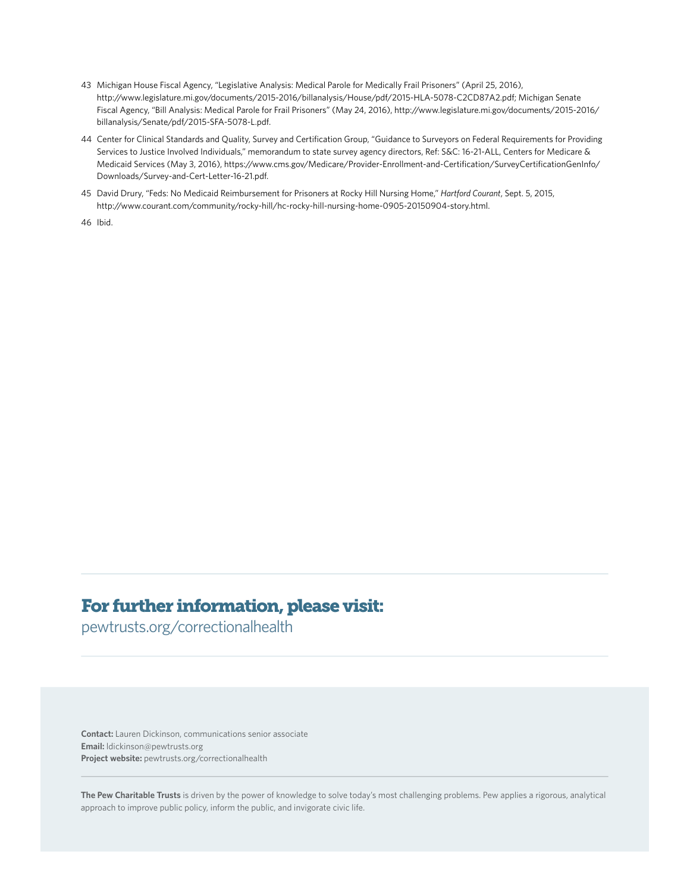43 Michigan House Fiscal Agency, "Legislative Analysis: Medical Parole for Medically Frail Prisoners" (April 25, 2016), http://www.legislature.mi.gov/documents/2015-2016/billanalysis/House/pdf/2015-HLA-5078-C2CD87A2.pdf; Michigan Senate Fiscal Agency, "Bill Analysis: Medical Parole for Frail Prisoners" (May 24, 2016), http://www.legislature.mi.gov/documents/2015-2016/billanalysis/Senate/pdf/2015-SFA-5078-L.pdf.

44 Center for Clinical Standards and Quality, Survey and Certification Group, "Guidance to Surveyors on Federal Requirements for Providing Services to Justice Involved Individuals," memorandum to state survey agency directors, Ref: S&C: 16-21-ALL, Centers for Medicare & Medicaid Services (May 3, 2016), https://www.cms.gov/Medicare/Provider-Enrollment-and-Certification/SurveyCertificationGenInfo/Downloads/Survey-and-Cert-Letter-16-21.pdf.

45 David Drury, "Feds: No Medicaid Reimbursement for Prisoners at Rocky Hill Nursing Home," *Hartford Courant*, Sept. 5, 2015, http://www.courant.com/community/rocky-hill/hc-rocky-hill-nursing-home-0905-20150904-story.html.

46 Ibid.

## For further information, please visit:

pewtrusts.org/correctionalhealth

**Contact:** Lauren Dickinson, communications senior associate
**Email:** ldickinson@pewtrusts.org
**Project website:** pewtrusts.org/correctionalhealth

**The Pew Charitable Trusts** is driven by the power of knowledge to solve today's most challenging problems. Pew applies a rigorous, analytical approach to improve public policy, inform the public, and invigorate civic life.